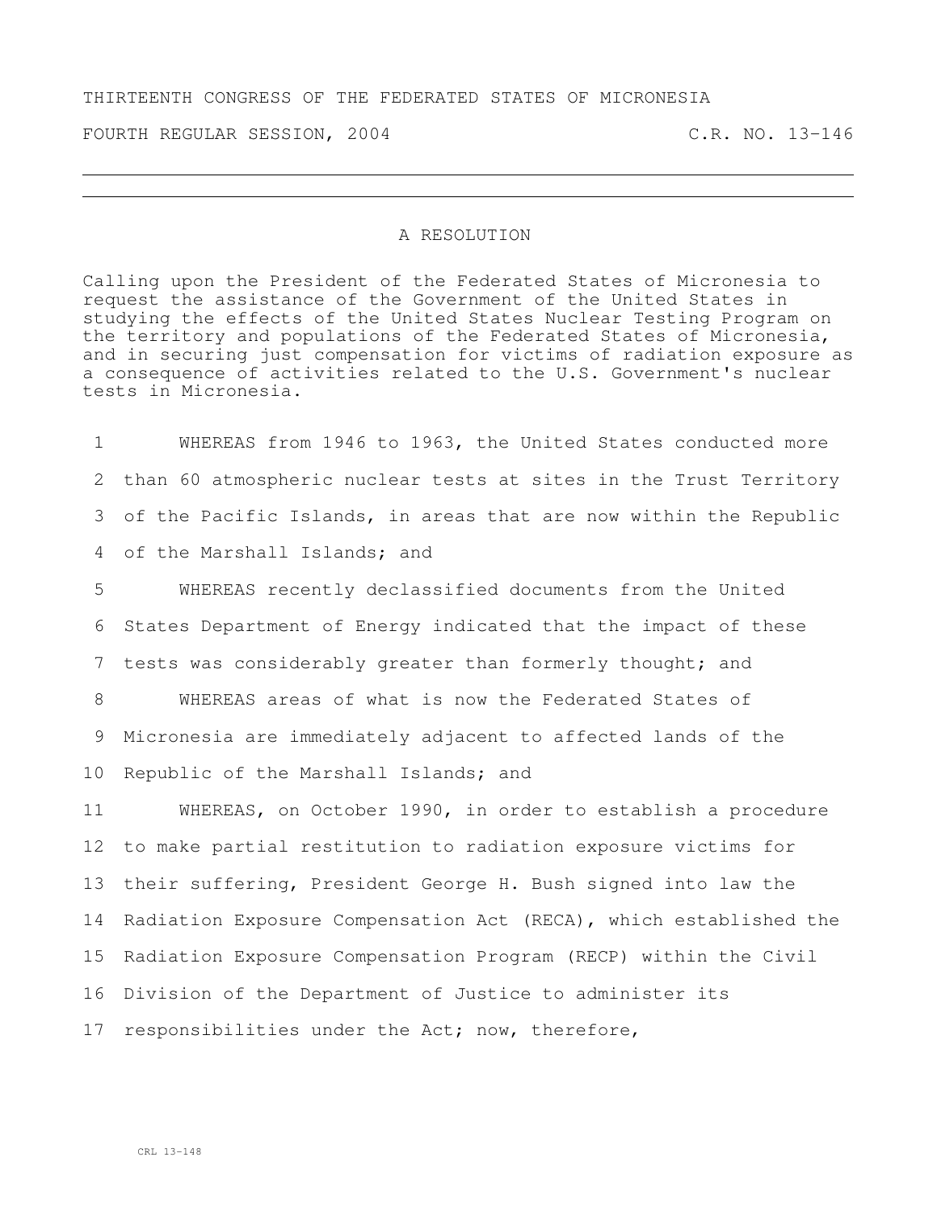THIRTEENTH CONGRESS OF THE FEDERATED STATES OF MICRONESIA

FOURTH REGULAR SESSION, 2004 C.R. NO. 13-146

# A RESOLUTION

Calling upon the President of the Federated States of Micronesia to request the assistance of the Government of the United States in studying the effects of the United States Nuclear Testing Program on the territory and populations of the Federated States of Micronesia, and in securing just compensation for victims of radiation exposure as a consequence of activities related to the U.S. Government's nuclear tests in Micronesia.

1 WHEREAS from 1946 to 1963, the United States conducted more
2 than 60 atmospheric nuclear tests at sites in the Trust Territory
3 of the Pacific Islands, in areas that are now within the Republic
4 of the Marshall Islands; and
5 WHEREAS recently declassified documents from the United
6 States Department of Energy indicated that the impact of these
7 tests was considerably greater than formerly thought; and
8 WHEREAS areas of what is now the Federated States of
9 Micronesia are immediately adjacent to affected lands of the
10 Republic of the Marshall Islands; and
11 WHEREAS, on October 1990, in order to establish a procedure
12 to make partial restitution to radiation exposure victims for
13 their suffering, President George H. Bush signed into law the
14 Radiation Exposure Compensation Act (RECA), which established the
15 Radiation Exposure Compensation Program (RECP) within the Civil
16 Division of the Department of Justice to administer its
17 responsibilities under the Act; now, therefore,

CRL 13-148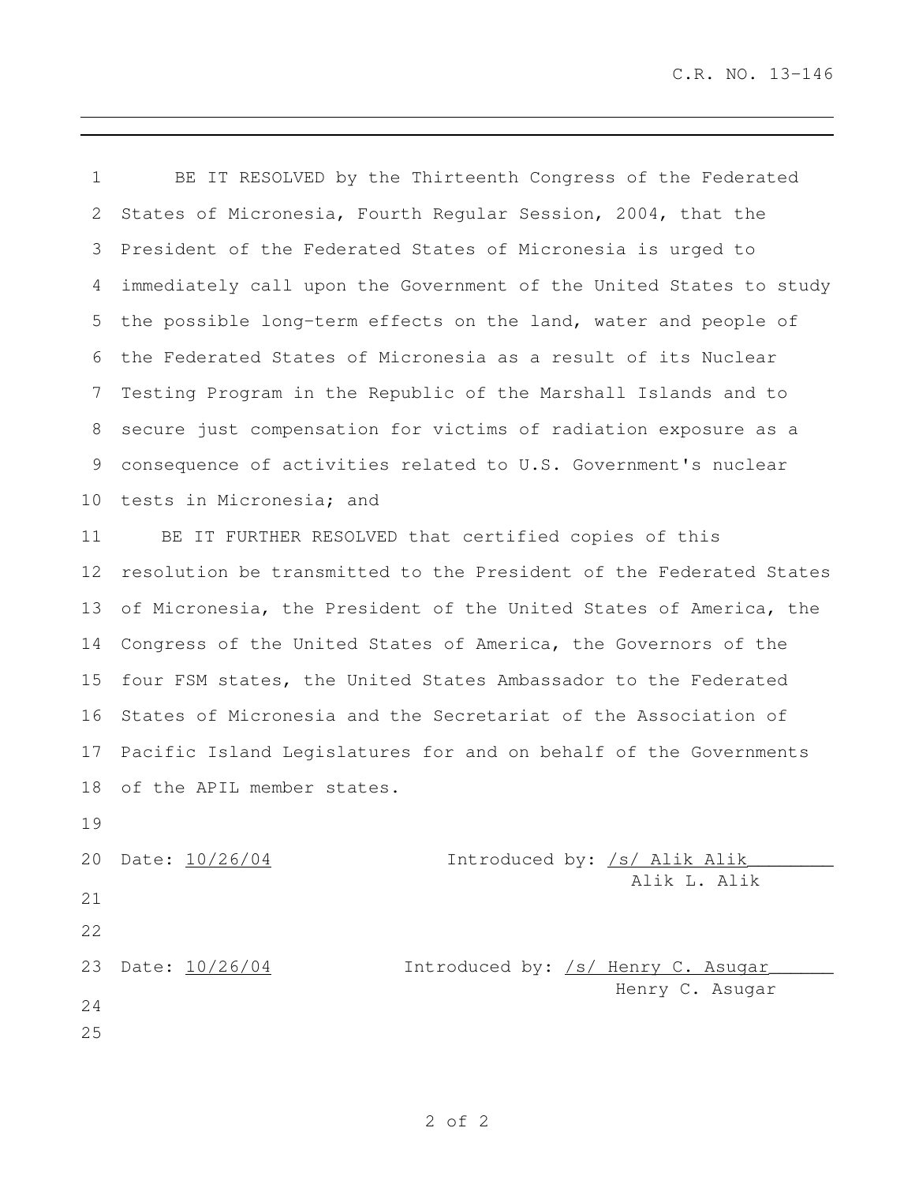BE IT RESOLVED by the Thirteenth Congress of the Federated States of Micronesia, Fourth Regular Session, 2004, that the President of the Federated States of Micronesia is urged to immediately call upon the Government of the United States to study the possible long-term effects on the land, water and people of the Federated States of Micronesia as a result of its Nuclear Testing Program in the Republic of the Marshall Islands and to secure just compensation for victims of radiation exposure as a consequence of activities related to U.S. Government's nuclear tests in Micronesia; and

BE IT FURTHER RESOLVED that certified copies of this resolution be transmitted to the President of the Federated States of Micronesia, the President of the United States of America, the Congress of the United States of America, the Governors of the four FSM states, the United States Ambassador to the Federated States of Micronesia and the Secretariat of the Association of Pacific Island Legislatures for and on behalf of the Governments of the APIL member states.

Date: 10/26/04 Introduced by: /s/ Alik Alik
Alik L. Alik

Date: 10/26/04 Introduced by: /s/ Henry C. Asugar
Henry C. Asugar